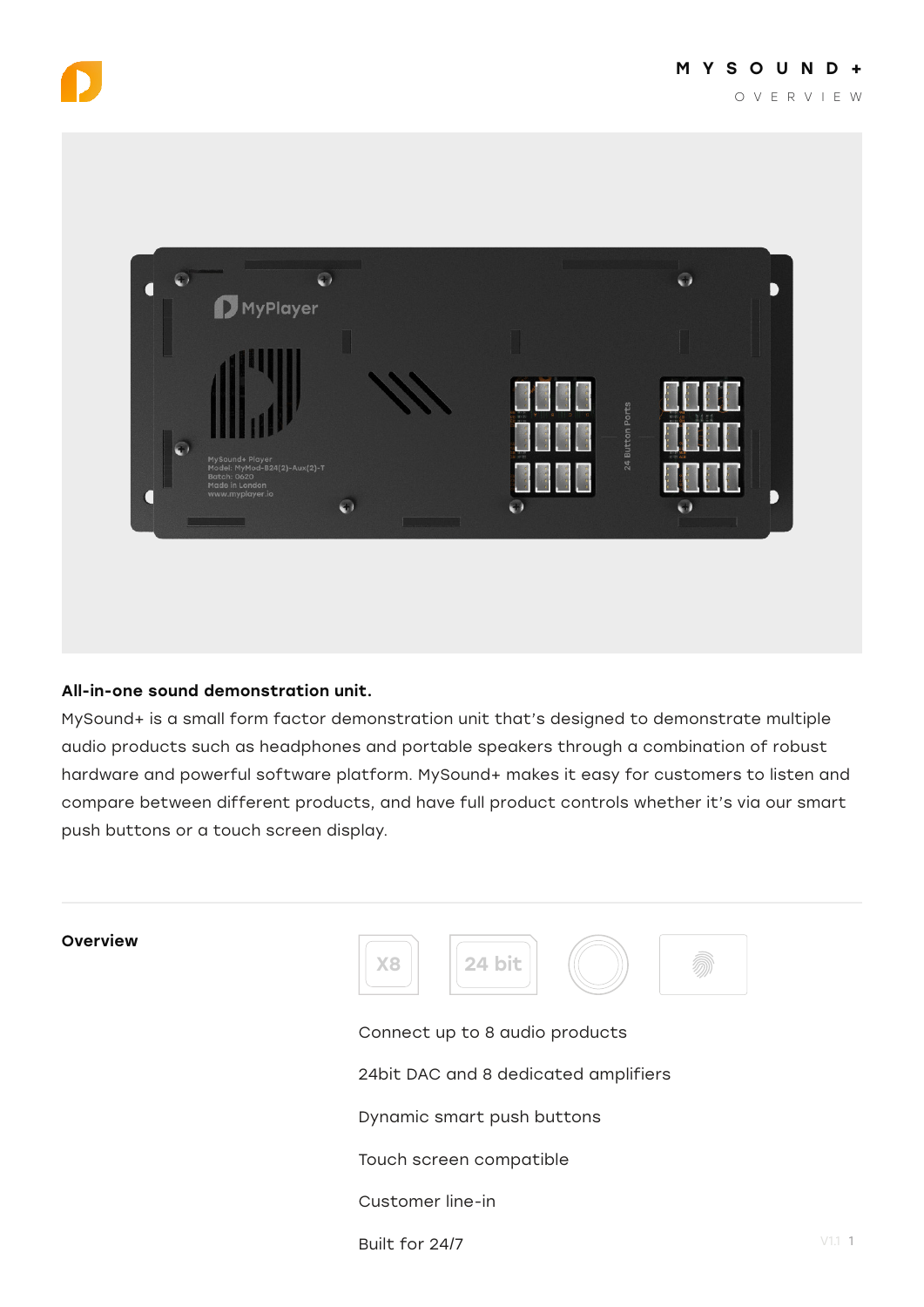# MYSOUND+

OVERVIEW

**All-in-one sound demonstration unit.**

MySound+ is a small form factor demonstration unit that's designed to demonstrate multiple audio products such as headphones and portable speakers through a combination of robust hardware and powerful software platform. MySound+ makes it easy for customers to listen and compare between different products, and have full product controls whether it's via our smart push buttons or a touch screen display.

---

## Overview

Connect up to 8 audio products

24bit DAC and 8 dedicated amplifiers

Dynamic smart push buttons

Touch screen compatible

Customer line-in

Built for 24/7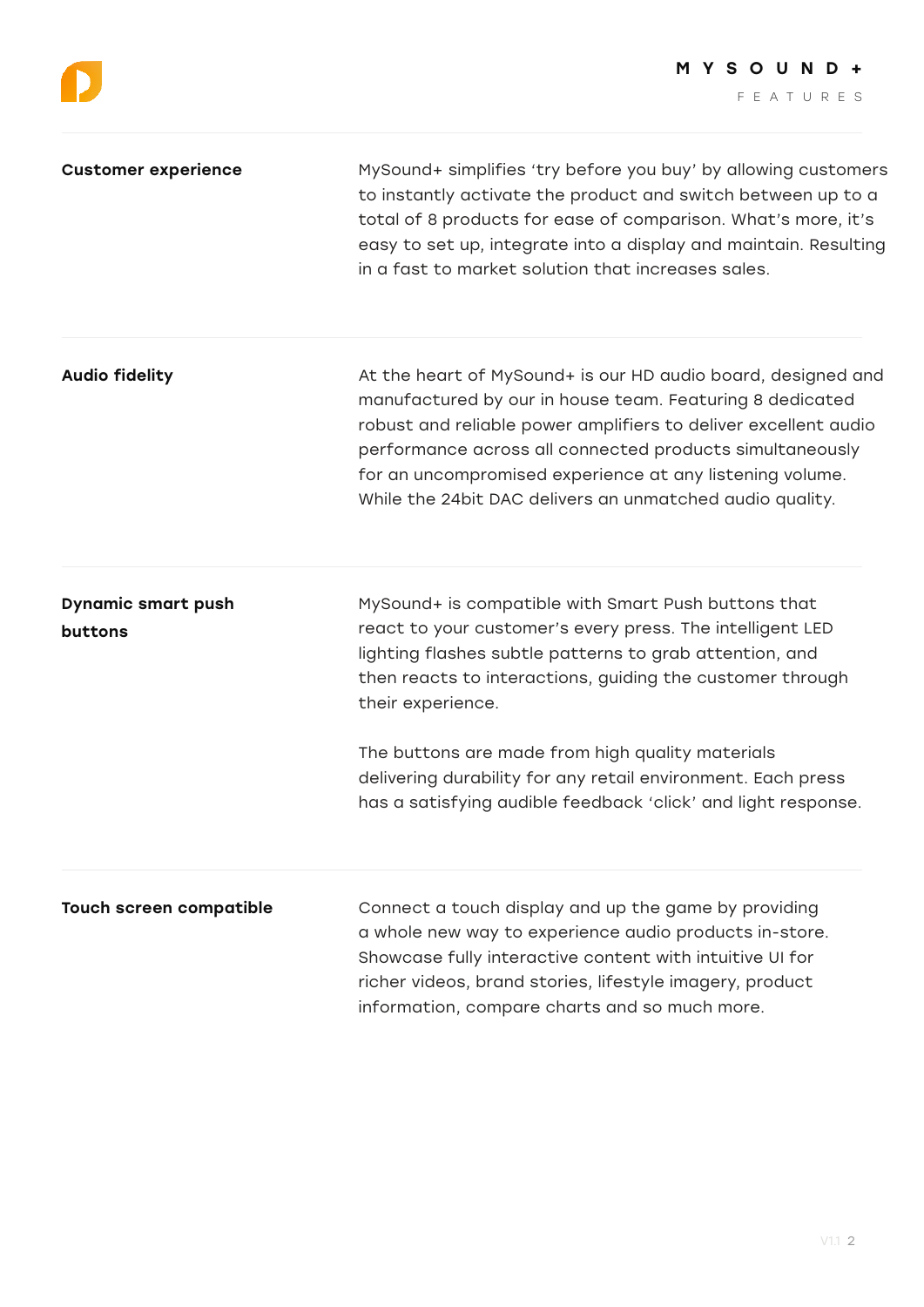**Customer experience**

MySound+ simplifies 'try before you buy' by allowing customers to instantly activate the product and switch between up to a total of 8 products for ease of comparison. What's more, it's easy to set up, integrate into a display and maintain. Resulting in a fast to market solution that increases sales.

**Audio fidelity**

At the heart of MySound+ is our HD audio board, designed and manufactured by our in house team. Featuring 8 dedicated robust and reliable power amplifiers to deliver excellent audio performance across all connected products simultaneously for an uncompromised experience at any listening volume. While the 24bit DAC delivers an unmatched audio quality.

**Dynamic smart push buttons**

MySound+ is compatible with Smart Push buttons that react to your customer's every press. The intelligent LED lighting flashes subtle patterns to grab attention, and then reacts to interactions, guiding the customer through their experience.

The buttons are made from high quality materials delivering durability for any retail environment. Each press has a satisfying audible feedback 'click' and light response.

**Touch screen compatible**

Connect a touch display and up the game by providing a whole new way to experience audio products in-store. Showcase fully interactive content with intuitive UI for richer videos, brand stories, lifestyle imagery, product information, compare charts and so much more.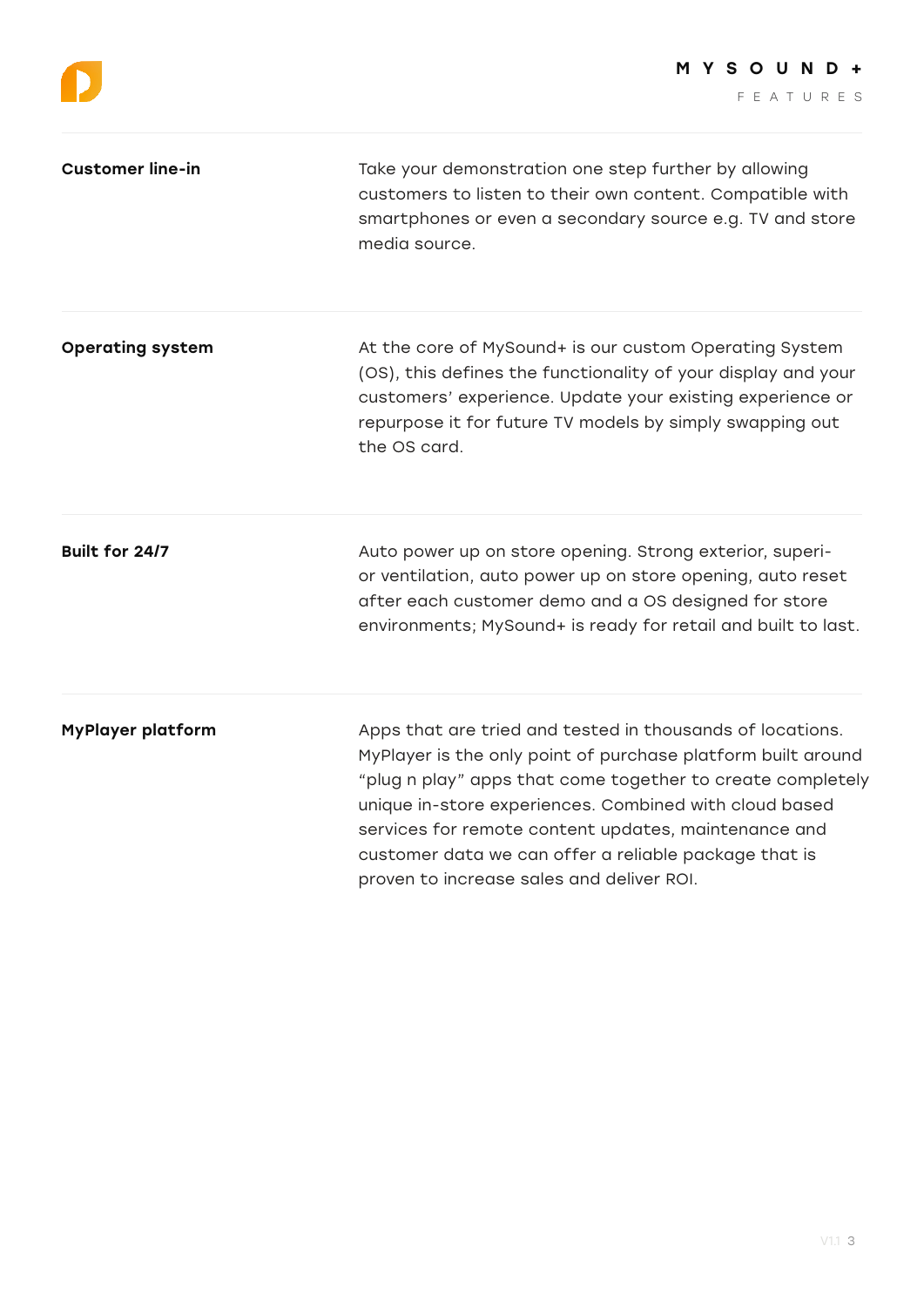**Customer line-in**

Take your demonstration one step further by allowing customers to listen to their own content. Compatible with smartphones or even a secondary source e.g. TV and store media source.

**Operating system**

At the core of MySound+ is our custom Operating System (OS), this defines the functionality of your display and your customers' experience. Update your existing experience or repurpose it for future TV models by simply swapping out the OS card.

**Built for 24/7**

Auto power up on store opening. Strong exterior, superior ventilation, auto power up on store opening, auto reset after each customer demo and a OS designed for store environments; MySound+ is ready for retail and built to last.

**MyPlayer platform**

Apps that are tried and tested in thousands of locations. MyPlayer is the only point of purchase platform built around "plug n play" apps that come together to create completely unique in-store experiences. Combined with cloud based services for remote content updates, maintenance and customer data we can offer a reliable package that is proven to increase sales and deliver ROI.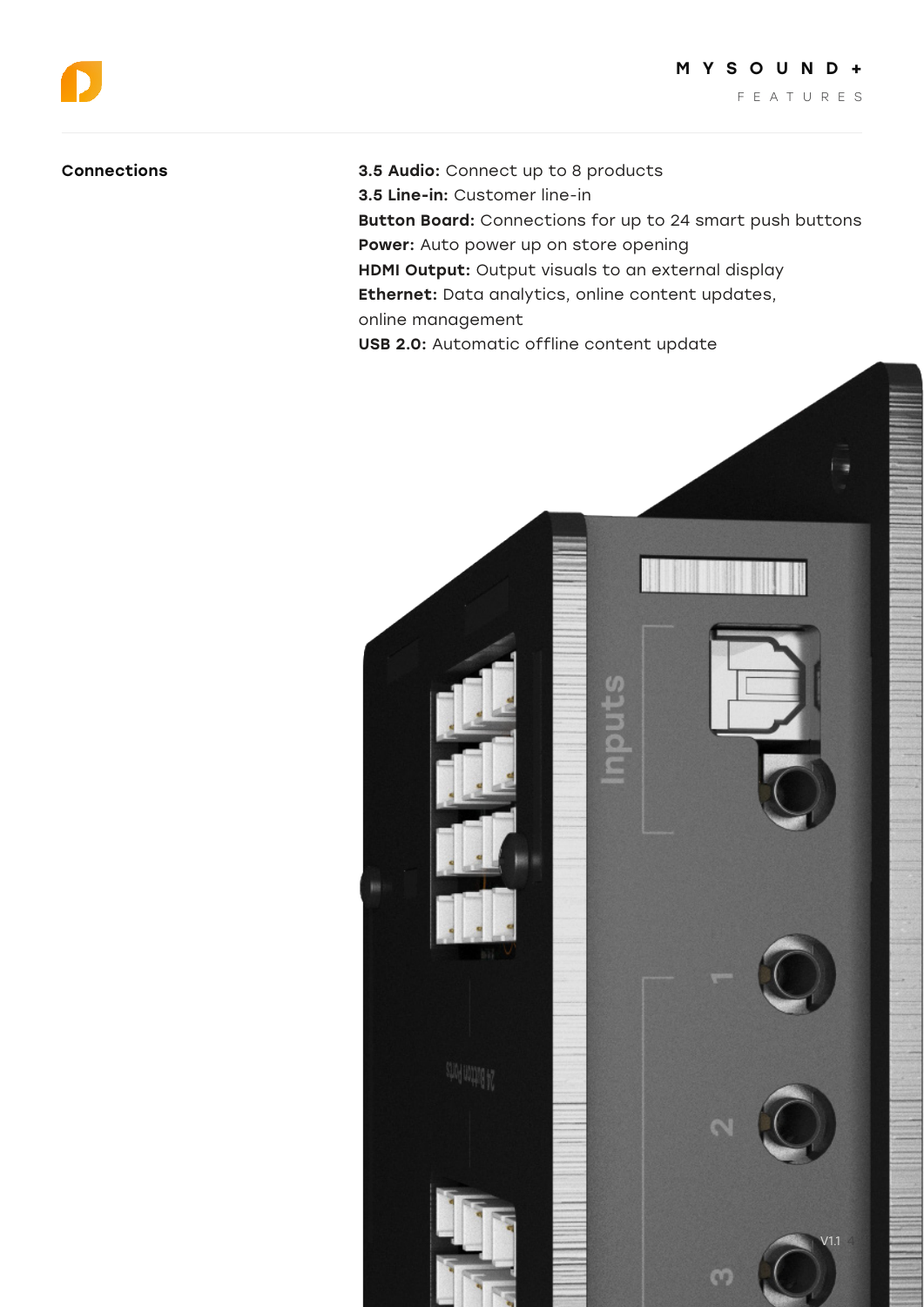**Connections**

**3.5 Audio:** Connect up to 8 products
**3.5 Line-in:** Customer line-in
**Button Board:** Connections for up to 24 smart push buttons
**Power:** Auto power up on store opening
**HDMI Output:** Output visuals to an external display
**Ethernet:** Data analytics, online content updates, online management
**USB 2.0:** Automatic offline content update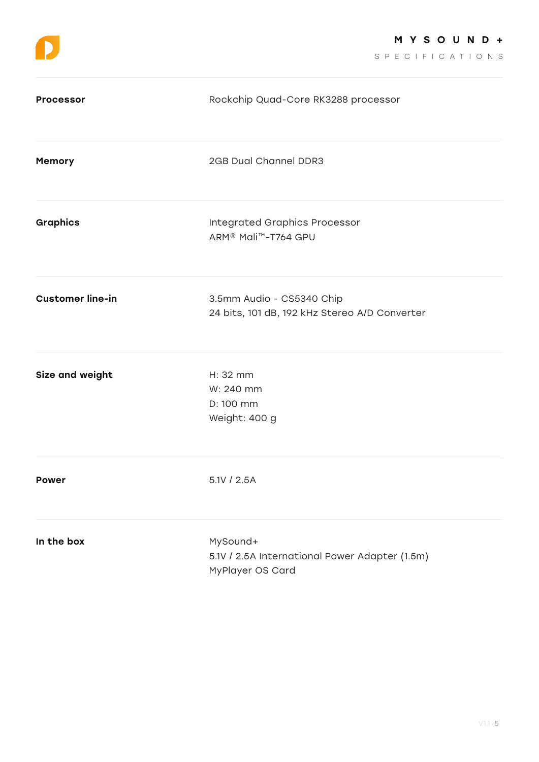# MYSOUND+

## SPECIFICATIONS

| | |
|---|---|
| **Processor** | Rockchip Quad-Core RK3288 processor |
| **Memory** | 2GB Dual Channel DDR3 |
| **Graphics** | Integrated Graphics Processor<br>ARM® Mali™-T764 GPU |
| **Customer line-in** | 3.5mm Audio - CS5340 Chip<br>24 bits, 101 dB, 192 kHz Stereo A/D Converter |
| **Size and weight** | H: 32 mm<br>W: 240 mm<br>D: 100 mm<br>Weight: 400 g |
| **Power** | 5.1V / 2.5A |
| **In the box** | MySound+<br>5.1V / 2.5A International Power Adapter (1.5m)<br>MyPlayer OS Card |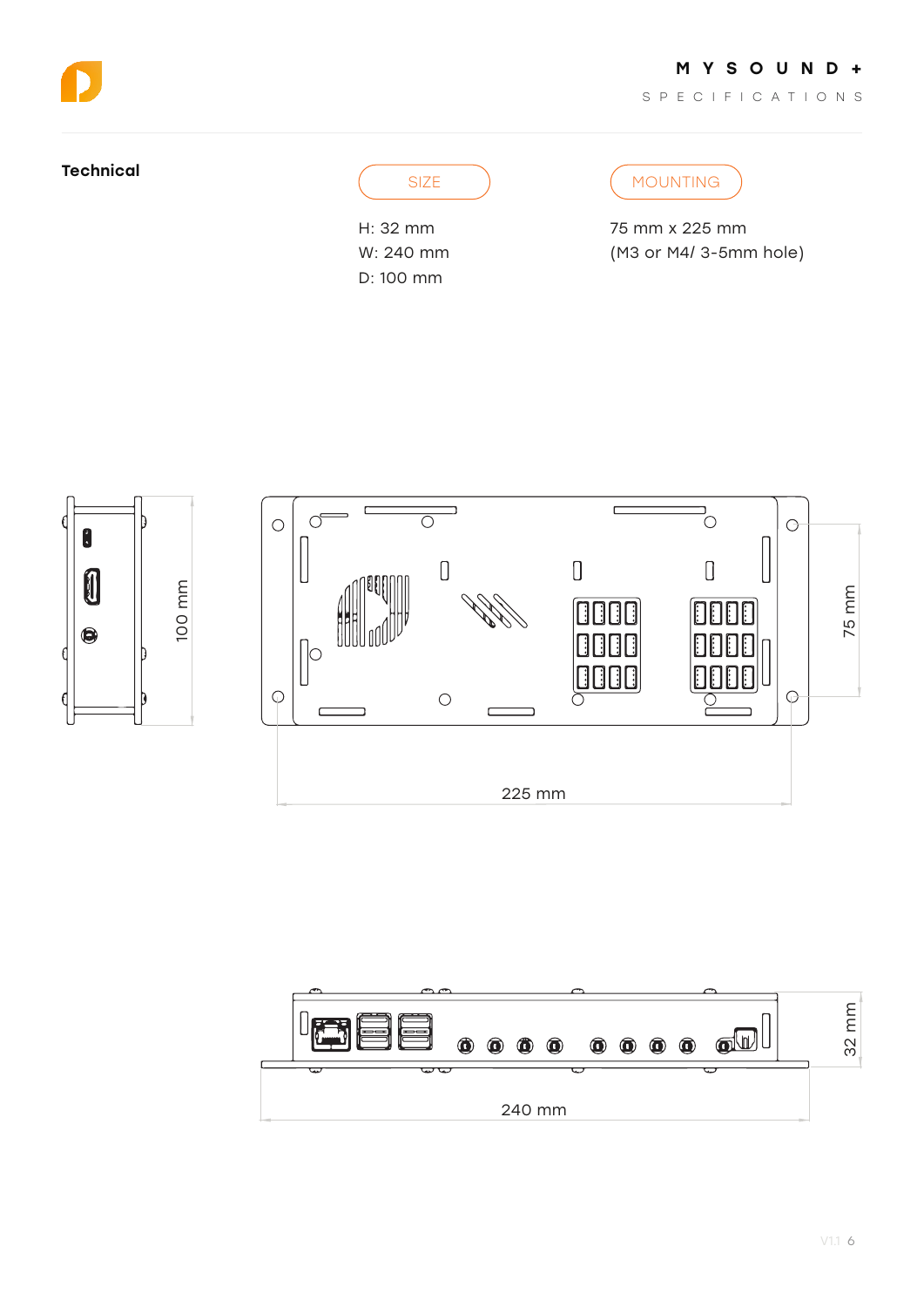## Technical

**SIZE**

H: 32 mm
W: 240 mm
D: 100 mm

**MOUNTING**

75 mm x 225 mm
(M3 or M4/ 3-5mm hole)

100 mm

75 mm

225 mm

32 mm

240 mm